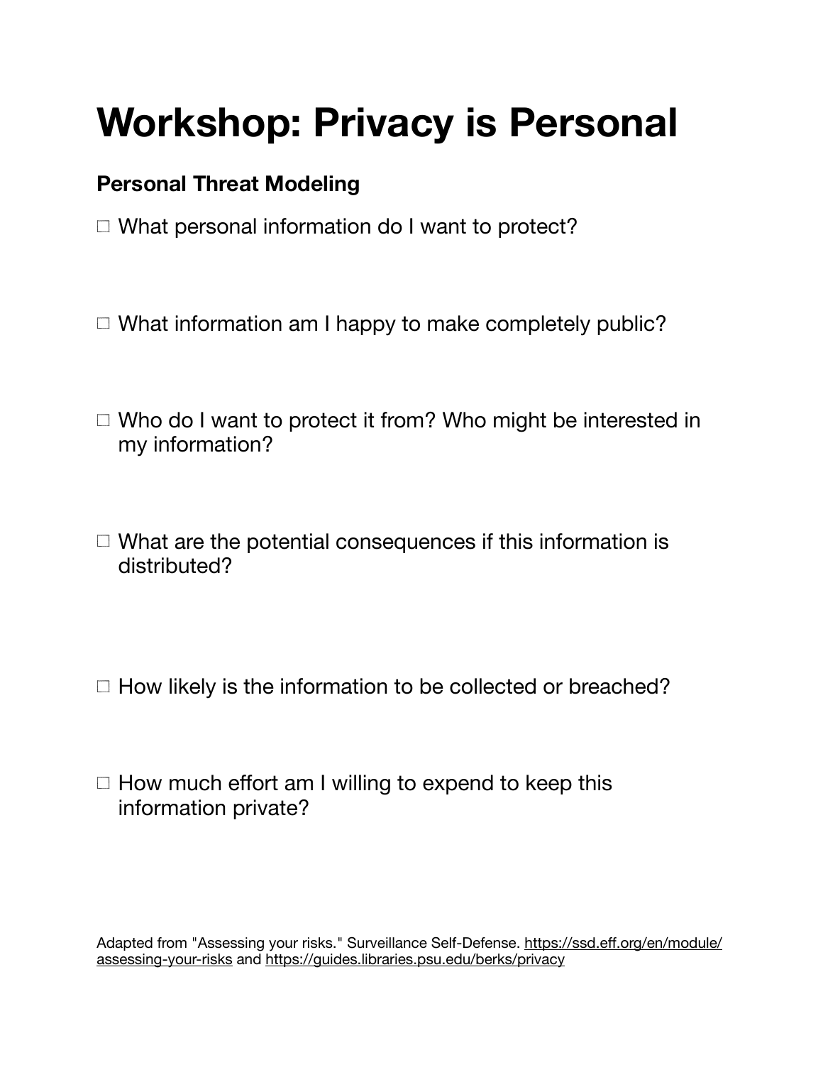# Workshop: Privacy is Personal

## Personal Threat Modeling

- ☐ What personal information do I want to protect?

- ☐ What information am I happy to make completely public?

- ☐ Who do I want to protect it from? Who might be interested in my information?

- ☐ What are the potential consequences if this information is distributed?

- ☐ How likely is the information to be collected or breached?

- ☐ How much effort am I willing to expend to keep this information private?

Adapted from "Assessing your risks." Surveillance Self-Defense. https://ssd.eff.org/en/module/assessing-your-risks and https://guides.libraries.psu.edu/berks/privacy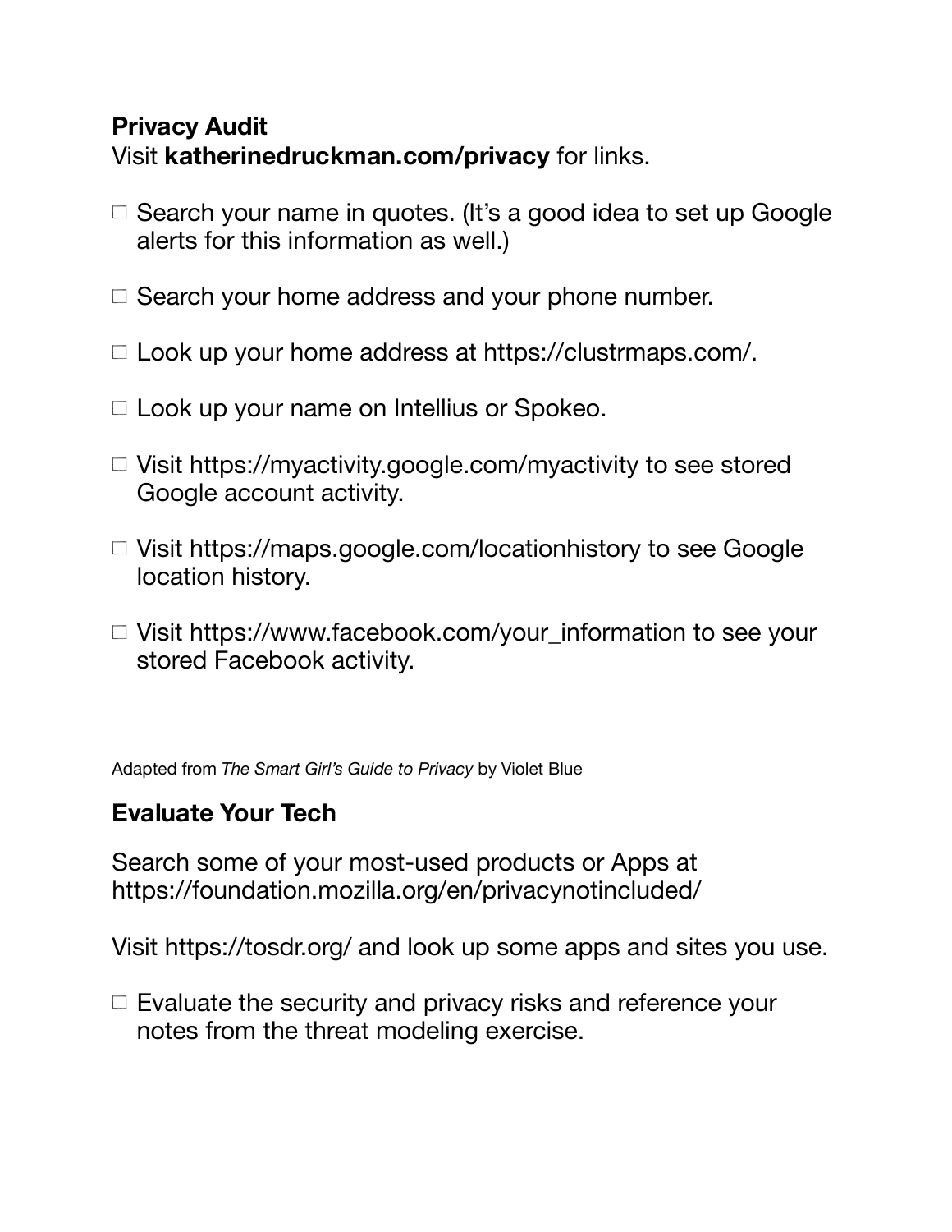**Privacy Audit**
Visit **katherinedruckman.com/privacy** for links.

- ☐ Search your name in quotes. (It's a good idea to set up Google alerts for this information as well.)

- ☐ Search your home address and your phone number.

- ☐ Look up your home address at https://clustrmaps.com/.

- ☐ Look up your name on Intellius or Spokeo.

- ☐ Visit https://myactivity.google.com/myactivity to see stored Google account activity.

- ☐ Visit https://maps.google.com/locationhistory to see Google location history.

- ☐ Visit https://www.facebook.com/your_information to see your stored Facebook activity.

Adapted from *The Smart Girl's Guide to Privacy* by Violet Blue

**Evaluate Your Tech**

Search some of your most-used products or Apps at https://foundation.mozilla.org/en/privacynotincluded/

Visit https://tosdr.org/ and look up some apps and sites you use.

- ☐ Evaluate the security and privacy risks and reference your notes from the threat modeling exercise.